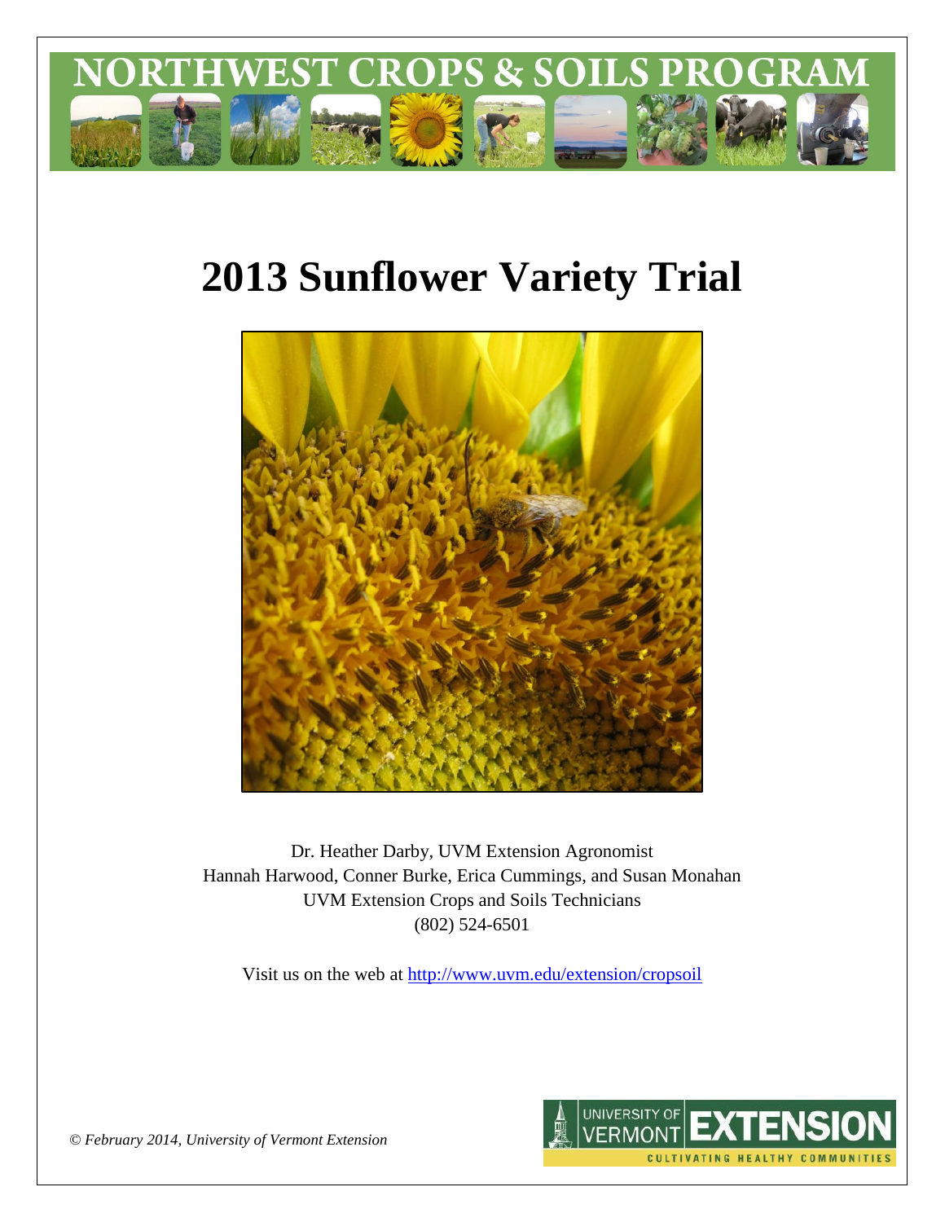# 2013 Sunflower Variety Trial

Dr. Heather Darby, UVM Extension Agronomist
Hannah Harwood, Conner Burke, Erica Cummings, and Susan Monahan
UVM Extension Crops and Soils Technicians
(802) 524-6501

Visit us on the web at http://www.uvm.edu/extension/cropsoil

*© February 2014, University of Vermont Extension*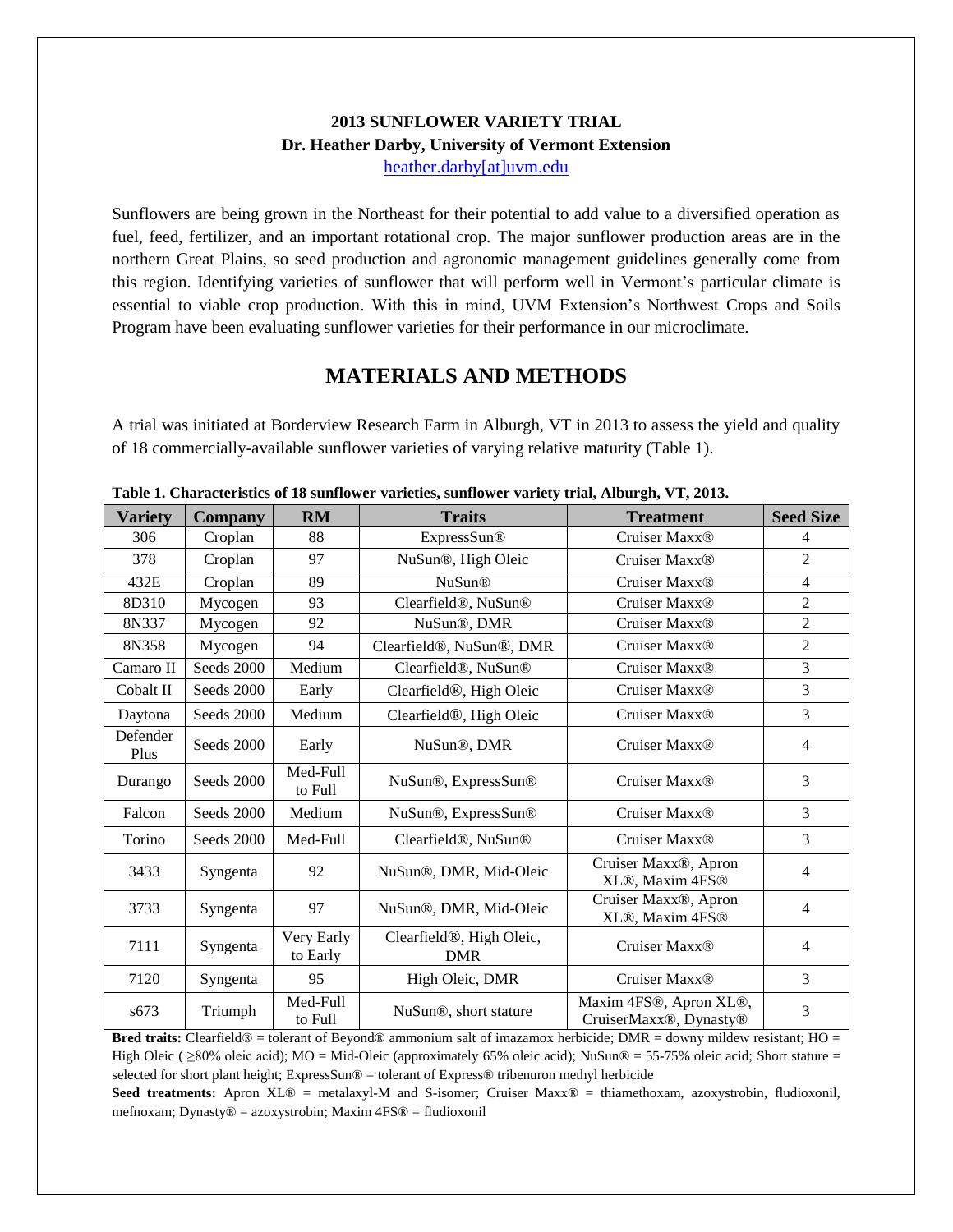**2013 SUNFLOWER VARIETY TRIAL**
**Dr. Heather Darby, University of Vermont Extension**
heather.darby[at]uvm.edu

Sunflowers are being grown in the Northeast for their potential to add value to a diversified operation as fuel, feed, fertilizer, and an important rotational crop. The major sunflower production areas are in the northern Great Plains, so seed production and agronomic management guidelines generally come from this region. Identifying varieties of sunflower that will perform well in Vermont's particular climate is essential to viable crop production. With this in mind, UVM Extension's Northwest Crops and Soils Program have been evaluating sunflower varieties for their performance in our microclimate.

## MATERIALS AND METHODS

A trial was initiated at Borderview Research Farm in Alburgh, VT in 2013 to assess the yield and quality of 18 commercially-available sunflower varieties of varying relative maturity (Table 1).

**Table 1. Characteristics of 18 sunflower varieties, sunflower variety trial, Alburgh, VT, 2013.**

| Variety | Company | RM | Traits | Treatment | Seed Size |
|---|---|---|---|---|---|
| 306 | Croplan | 88 | ExpressSun® | Cruiser Maxx® | 4 |
| 378 | Croplan | 97 | NuSun®, High Oleic | Cruiser Maxx® | 2 |
| 432E | Croplan | 89 | NuSun® | Cruiser Maxx® | 4 |
| 8D310 | Mycogen | 93 | Clearfield®, NuSun® | Cruiser Maxx® | 2 |
| 8N337 | Mycogen | 92 | NuSun®, DMR | Cruiser Maxx® | 2 |
| 8N358 | Mycogen | 94 | Clearfield®, NuSun®, DMR | Cruiser Maxx® | 2 |
| Camaro II | Seeds 2000 | Medium | Clearfield®, NuSun® | Cruiser Maxx® | 3 |
| Cobalt II | Seeds 2000 | Early | Clearfield®, High Oleic | Cruiser Maxx® | 3 |
| Daytona | Seeds 2000 | Medium | Clearfield®, High Oleic | Cruiser Maxx® | 3 |
| Defender Plus | Seeds 2000 | Early | NuSun®, DMR | Cruiser Maxx® | 4 |
| Durango | Seeds 2000 | Med-Full to Full | NuSun®, ExpressSun® | Cruiser Maxx® | 3 |
| Falcon | Seeds 2000 | Medium | NuSun®, ExpressSun® | Cruiser Maxx® | 3 |
| Torino | Seeds 2000 | Med-Full | Clearfield®, NuSun® | Cruiser Maxx® | 3 |
| 3433 | Syngenta | 92 | NuSun®, DMR, Mid-Oleic | Cruiser Maxx®, Apron XL®, Maxim 4FS® | 4 |
| 3733 | Syngenta | 97 | NuSun®, DMR, Mid-Oleic | Cruiser Maxx®, Apron XL®, Maxim 4FS® | 4 |
| 7111 | Syngenta | Very Early to Early | Clearfield®, High Oleic, DMR | Cruiser Maxx® | 4 |
| 7120 | Syngenta | 95 | High Oleic, DMR | Cruiser Maxx® | 3 |
| s673 | Triumph | Med-Full to Full | NuSun®, short stature | Maxim 4FS®, Apron XL®, CruiserMaxx®, Dynasty® | 3 |

**Bred traits:** Clearfield® = tolerant of Beyond® ammonium salt of imazamox herbicide; DMR = downy mildew resistant; HO = High Oleic ( ≥80% oleic acid); MO = Mid-Oleic (approximately 65% oleic acid); NuSun® = 55-75% oleic acid; Short stature = selected for short plant height; ExpressSun® = tolerant of Express® tribenuron methyl herbicide

**Seed treatments:** Apron XL® = metalaxyl-M and S-isomer; Cruiser Maxx® = thiamethoxam, azoxystrobin, fludioxonil, mefnoxam; Dynasty® = azoxystrobin; Maxim 4FS® = fludioxonil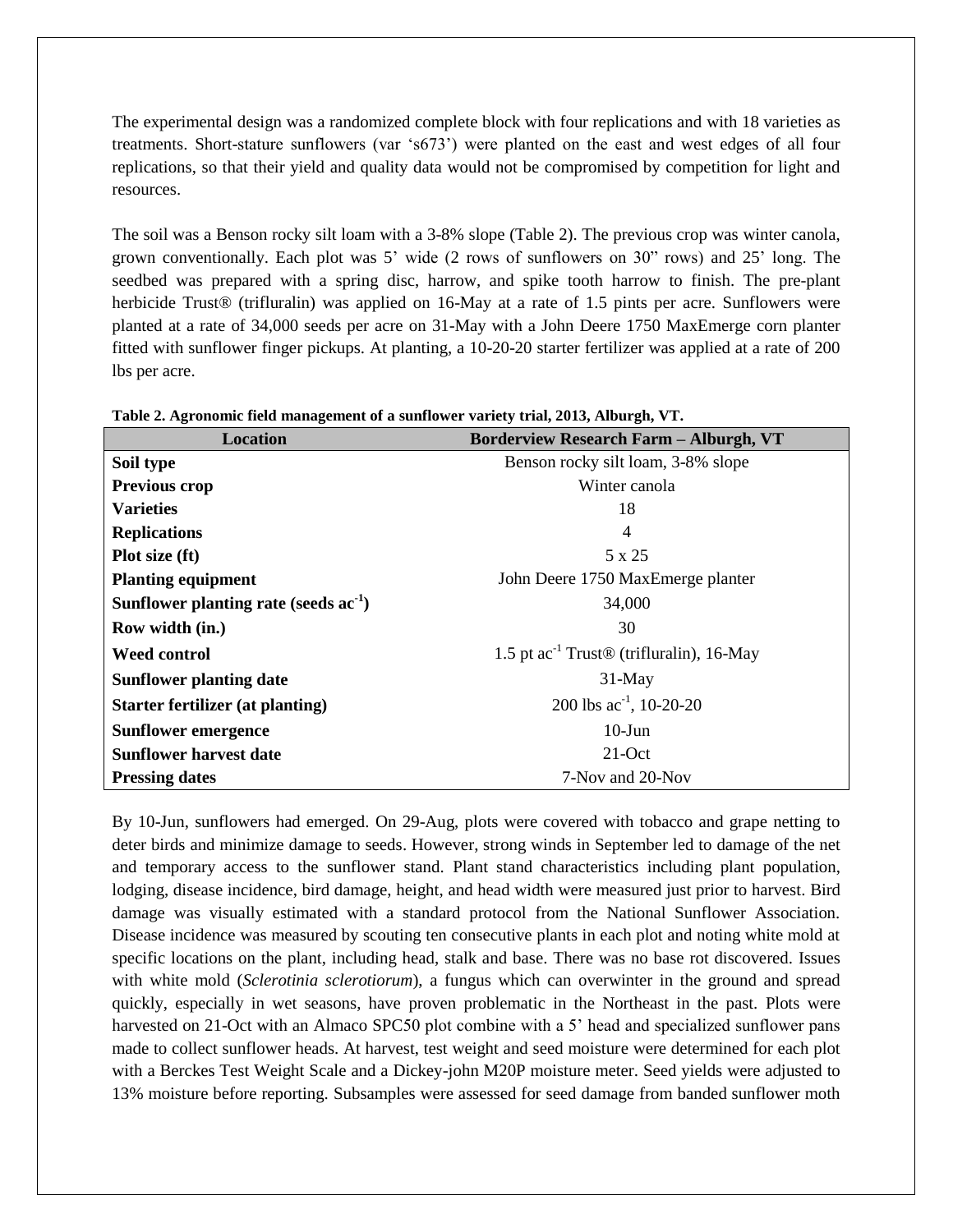The experimental design was a randomized complete block with four replications and with 18 varieties as treatments. Short-stature sunflowers (var 's673') were planted on the east and west edges of all four replications, so that their yield and quality data would not be compromised by competition for light and resources.

The soil was a Benson rocky silt loam with a 3-8% slope (Table 2). The previous crop was winter canola, grown conventionally. Each plot was 5' wide (2 rows of sunflowers on 30" rows) and 25' long. The seedbed was prepared with a spring disc, harrow, and spike tooth harrow to finish. The pre-plant herbicide Trust® (trifluralin) was applied on 16-May at a rate of 1.5 pints per acre. Sunflowers were planted at a rate of 34,000 seeds per acre on 31-May with a John Deere 1750 MaxEmerge corn planter fitted with sunflower finger pickups. At planting, a 10-20-20 starter fertilizer was applied at a rate of 200 lbs per acre.

**Table 2. Agronomic field management of a sunflower variety trial, 2013, Alburgh, VT.**

| Location | Borderview Research Farm – Alburgh, VT |
|---|---|
| **Soil type** | Benson rocky silt loam, 3-8% slope |
| **Previous crop** | Winter canola |
| **Varieties** | 18 |
| **Replications** | 4 |
| **Plot size (ft)** | 5 x 25 |
| **Planting equipment** | John Deere 1750 MaxEmerge planter |
| **Sunflower planting rate (seeds $ac^{-1}$)** | 34,000 |
| **Row width (in.)** | 30 |
| **Weed control** | 1.5 pt $ac^{-1}$ Trust® (trifluralin), 16-May |
| **Sunflower planting date** | 31-May |
| **Starter fertilizer (at planting)** | 200 lbs $ac^{-1}$, 10-20-20 |
| **Sunflower emergence** | 10-Jun |
| **Sunflower harvest date** | 21-Oct |
| **Pressing dates** | 7-Nov and 20-Nov |

By 10-Jun, sunflowers had emerged. On 29-Aug, plots were covered with tobacco and grape netting to deter birds and minimize damage to seeds. However, strong winds in September led to damage of the net and temporary access to the sunflower stand. Plant stand characteristics including plant population, lodging, disease incidence, bird damage, height, and head width were measured just prior to harvest. Bird damage was visually estimated with a standard protocol from the National Sunflower Association. Disease incidence was measured by scouting ten consecutive plants in each plot and noting white mold at specific locations on the plant, including head, stalk and base. There was no base rot discovered. Issues with white mold (*Sclerotinia sclerotiorum*), a fungus which can overwinter in the ground and spread quickly, especially in wet seasons, have proven problematic in the Northeast in the past. Plots were harvested on 21-Oct with an Almaco SPC50 plot combine with a 5' head and specialized sunflower pans made to collect sunflower heads. At harvest, test weight and seed moisture were determined for each plot with a Berckes Test Weight Scale and a Dickey-john M20P moisture meter. Seed yields were adjusted to 13% moisture before reporting. Subsamples were assessed for seed damage from banded sunflower moth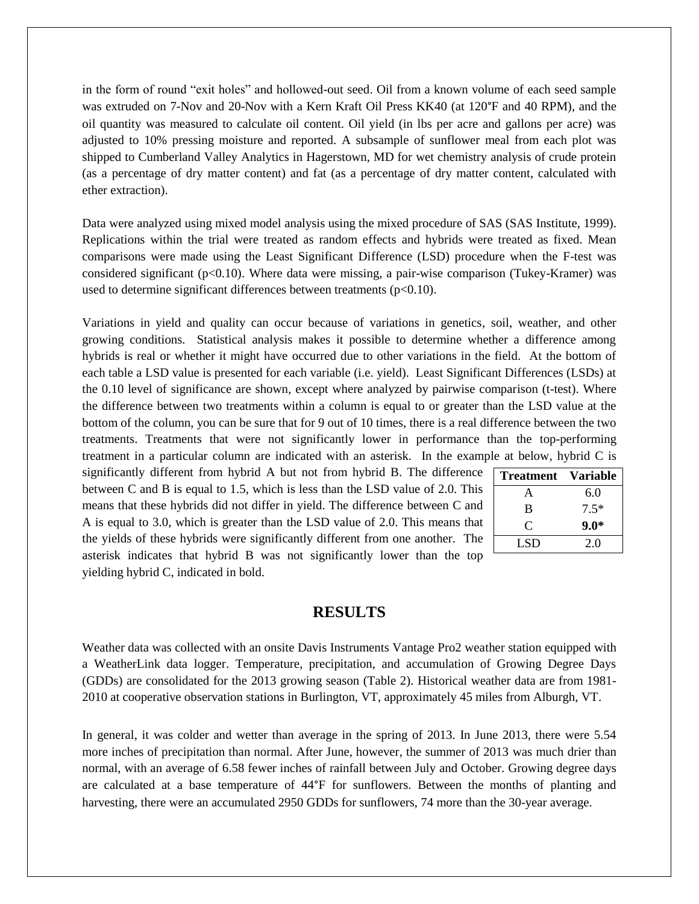in the form of round "exit holes" and hollowed-out seed. Oil from a known volume of each seed sample was extruded on 7-Nov and 20-Nov with a Kern Kraft Oil Press KK40 (at 120°F and 40 RPM), and the oil quantity was measured to calculate oil content. Oil yield (in lbs per acre and gallons per acre) was adjusted to 10% pressing moisture and reported. A subsample of sunflower meal from each plot was shipped to Cumberland Valley Analytics in Hagerstown, MD for wet chemistry analysis of crude protein (as a percentage of dry matter content) and fat (as a percentage of dry matter content, calculated with ether extraction).

Data were analyzed using mixed model analysis using the mixed procedure of SAS (SAS Institute, 1999). Replications within the trial were treated as random effects and hybrids were treated as fixed. Mean comparisons were made using the Least Significant Difference (LSD) procedure when the F-test was considered significant ($p<0.10$). Where data were missing, a pair-wise comparison (Tukey-Kramer) was used to determine significant differences between treatments ($p<0.10$).

Variations in yield and quality can occur because of variations in genetics, soil, weather, and other growing conditions. Statistical analysis makes it possible to determine whether a difference among hybrids is real or whether it might have occurred due to other variations in the field. At the bottom of each table a LSD value is presented for each variable (i.e. yield). Least Significant Differences (LSDs) at the 0.10 level of significance are shown, except where analyzed by pairwise comparison (t-test). Where the difference between two treatments within a column is equal to or greater than the LSD value at the bottom of the column, you can be sure that for 9 out of 10 times, there is a real difference between the two treatments. Treatments that were not significantly lower in performance than the top-performing treatment in a particular column are indicated with an asterisk. In the example at below, hybrid C is significantly different from hybrid A but not from hybrid B. The difference between C and B is equal to 1.5, which is less than the LSD value of 2.0. This means that these hybrids did not differ in yield. The difference between C and A is equal to 3.0, which is greater than the LSD value of 2.0. This means that the yields of these hybrids were significantly different from one another. The asterisk indicates that hybrid B was not significantly lower than the top yielding hybrid C, indicated in bold.

| Treatment | Variable |
|---|---|
| A | 6.0 |
| B | 7.5* |
| C | **9.0*** |
| LSD | 2.0 |

## RESULTS

Weather data was collected with an onsite Davis Instruments Vantage Pro2 weather station equipped with a WeatherLink data logger. Temperature, precipitation, and accumulation of Growing Degree Days (GDDs) are consolidated for the 2013 growing season (Table 2). Historical weather data are from 1981-2010 at cooperative observation stations in Burlington, VT, approximately 45 miles from Alburgh, VT.

In general, it was colder and wetter than average in the spring of 2013. In June 2013, there were 5.54 more inches of precipitation than normal. After June, however, the summer of 2013 was much drier than normal, with an average of 6.58 fewer inches of rainfall between July and October. Growing degree days are calculated at a base temperature of 44°F for sunflowers. Between the months of planting and harvesting, there were an accumulated 2950 GDDs for sunflowers, 74 more than the 30-year average.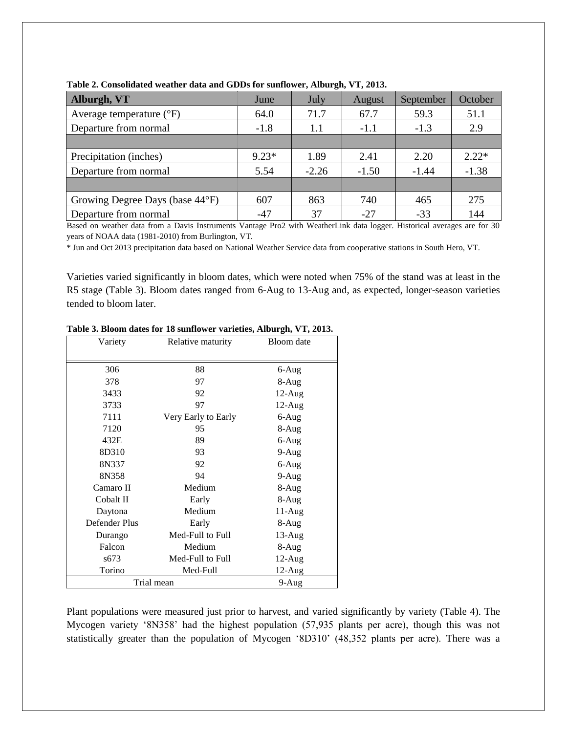**Table 2. Consolidated weather data and GDDs for sunflower, Alburgh, VT, 2013.**

| Alburgh, VT | June | July | August | September | October |
|---|---|---|---|---|---|
| Average temperature (°F) | 64.0 | 71.7 | 67.7 | 59.3 | 51.1 |
| Departure from normal | -1.8 | 1.1 | -1.1 | -1.3 | 2.9 |
| | | | | | |
| Precipitation (inches) | 9.23* | 1.89 | 2.41 | 2.20 | 2.22* |
| Departure from normal | 5.54 | -2.26 | -1.50 | -1.44 | -1.38 |
| | | | | | |
| Growing Degree Days (base 44°F) | 607 | 863 | 740 | 465 | 275 |
| Departure from normal | -47 | 37 | -27 | -33 | 144 |

Based on weather data from a Davis Instruments Vantage Pro2 with WeatherLink data logger. Historical averages are for 30 years of NOAA data (1981-2010) from Burlington, VT.

* Jun and Oct 2013 precipitation data based on National Weather Service data from cooperative stations in South Hero, VT.

Varieties varied significantly in bloom dates, which were noted when 75% of the stand was at least in the R5 stage (Table 3). Bloom dates ranged from 6-Aug to 13-Aug and, as expected, longer-season varieties tended to bloom later.

**Table 3. Bloom dates for 18 sunflower varieties, Alburgh, VT, 2013.**

| Variety | Relative maturity | Bloom date |
|---|---|---|
| 306 | 88 | 6-Aug |
| 378 | 97 | 8-Aug |
| 3433 | 92 | 12-Aug |
| 3733 | 97 | 12-Aug |
| 7111 | Very Early to Early | 6-Aug |
| 7120 | 95 | 8-Aug |
| 432E | 89 | 6-Aug |
| 8D310 | 93 | 9-Aug |
| 8N337 | 92 | 6-Aug |
| 8N358 | 94 | 9-Aug |
| Camaro II | Medium | 8-Aug |
| Cobalt II | Early | 8-Aug |
| Daytona | Medium | 11-Aug |
| Defender Plus | Early | 8-Aug |
| Durango | Med-Full to Full | 13-Aug |
| Falcon | Medium | 8-Aug |
| s673 | Med-Full to Full | 12-Aug |
| Torino | Med-Full | 12-Aug |
| Trial mean | | 9-Aug |

Plant populations were measured just prior to harvest, and varied significantly by variety (Table 4). The Mycogen variety '8N358' had the highest population (57,935 plants per acre), though this was not statistically greater than the population of Mycogen '8D310' (48,352 plants per acre). There was a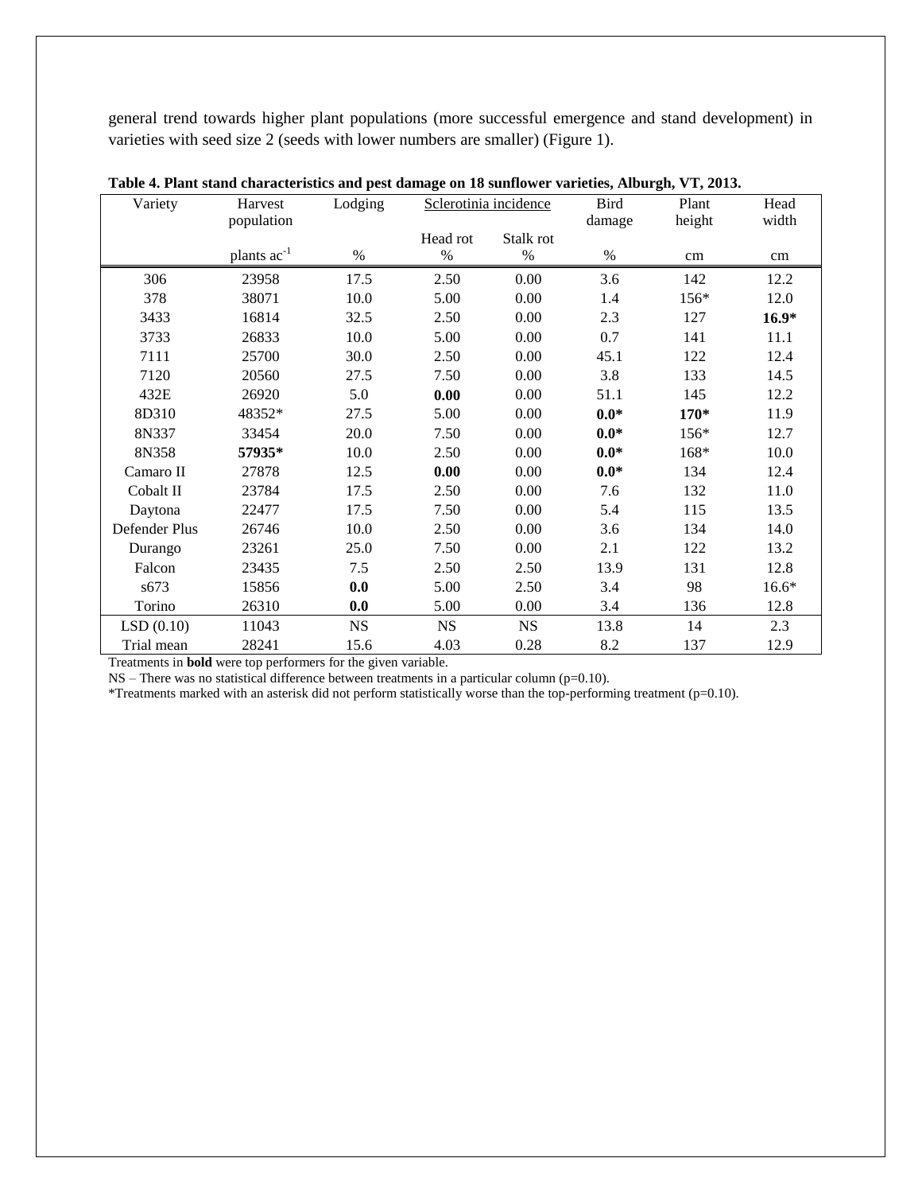general trend towards higher plant populations (more successful emergence and stand development) in varieties with seed size 2 (seeds with lower numbers are smaller) (Figure 1).

**Table 4. Plant stand characteristics and pest damage on 18 sunflower varieties, Alburgh, VT, 2013.**

| Variety | Harvest population | Lodging | Sclerotinia incidence | | Bird damage | Plant height | Head width |
|---|---|---|---|---|---|---|---|
| | | | Head rot | Stalk rot | | | |
| | plants $ac^{-1}$ | % | % | % | % | cm | cm |
| 306 | 23958 | 17.5 | 2.50 | 0.00 | 3.6 | 142 | 12.2 |
| 378 | 38071 | 10.0 | 5.00 | 0.00 | 1.4 | 156* | 12.0 |
| 3433 | 16814 | 32.5 | 2.50 | 0.00 | 2.3 | 127 | **16.9*** |
| 3733 | 26833 | 10.0 | 5.00 | 0.00 | 0.7 | 141 | 11.1 |
| 7111 | 25700 | 30.0 | 2.50 | 0.00 | 45.1 | 122 | 12.4 |
| 7120 | 20560 | 27.5 | 7.50 | 0.00 | 3.8 | 133 | 14.5 |
| 432E | 26920 | 5.0 | **0.00** | 0.00 | 51.1 | 145 | 12.2 |
| 8D310 | 48352* | 27.5 | 5.00 | 0.00 | **0.0*** | **170*** | 11.9 |
| 8N337 | 33454 | 20.0 | 7.50 | 0.00 | **0.0*** | 156* | 12.7 |
| 8N358 | **57935*** | 10.0 | 2.50 | 0.00 | **0.0*** | 168* | 10.0 |
| Camaro II | 27878 | 12.5 | **0.00** | 0.00 | **0.0*** | 134 | 12.4 |
| Cobalt II | 23784 | 17.5 | 2.50 | 0.00 | 7.6 | 132 | 11.0 |
| Daytona | 22477 | 17.5 | 7.50 | 0.00 | 5.4 | 115 | 13.5 |
| Defender Plus | 26746 | 10.0 | 2.50 | 0.00 | 3.6 | 134 | 14.0 |
| Durango | 23261 | 25.0 | 7.50 | 0.00 | 2.1 | 122 | 13.2 |
| Falcon | 23435 | 7.5 | 2.50 | 2.50 | 13.9 | 131 | 12.8 |
| s673 | 15856 | **0.0** | 5.00 | 2.50 | 3.4 | 98 | 16.6* |
| Torino | 26310 | **0.0** | 5.00 | 0.00 | 3.4 | 136 | 12.8 |
| LSD (0.10) | 11043 | NS | NS | NS | 13.8 | 14 | 2.3 |
| Trial mean | 28241 | 15.6 | 4.03 | 0.28 | 8.2 | 137 | 12.9 |

Treatments in **bold** were top performers for the given variable.
NS – There was no statistical difference between treatments in a particular column (p=0.10).
*Treatments marked with an asterisk did not perform statistically worse than the top-performing treatment (p=0.10).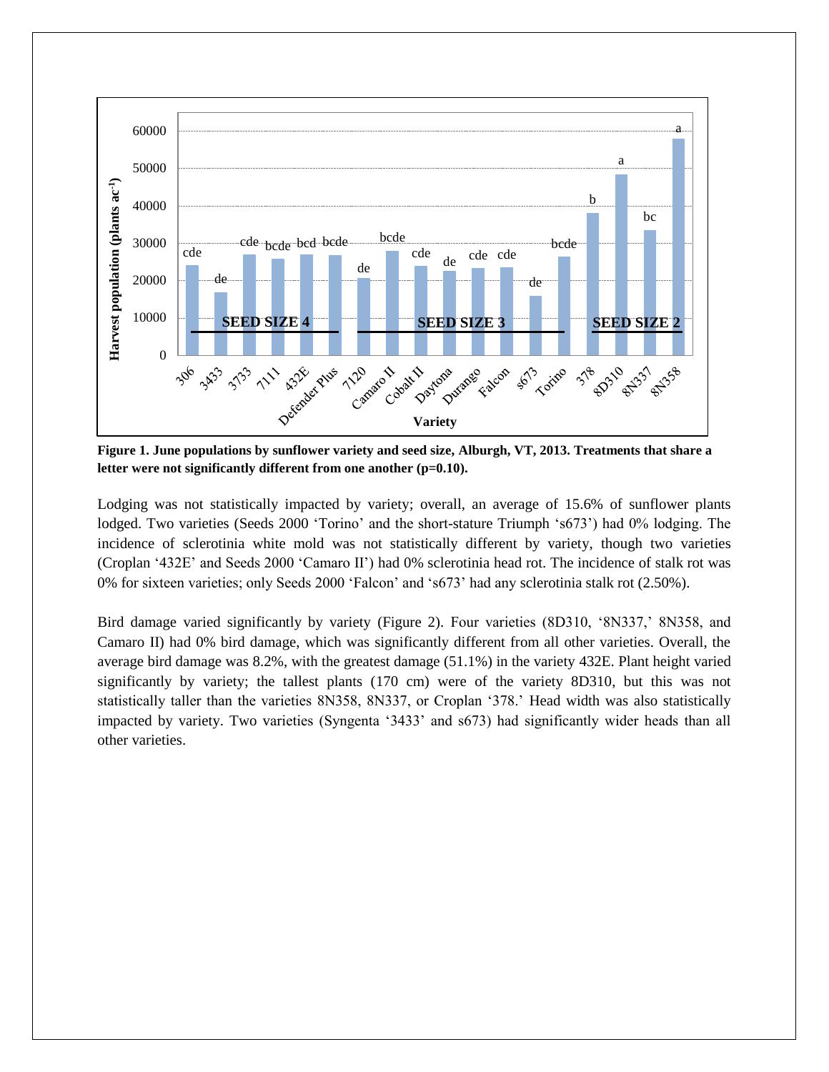**Figure 1. June populations by sunflower variety and seed size, Alburgh, VT, 2013. Treatments that share a letter were not significantly different from one another (p=0.10).**

Lodging was not statistically impacted by variety; overall, an average of 15.6% of sunflower plants lodged. Two varieties (Seeds 2000 'Torino' and the short-stature Triumph 's673') had 0% lodging. The incidence of sclerotinia white mold was not statistically different by variety, though two varieties (Croplan '432E' and Seeds 2000 'Camaro II') had 0% sclerotinia head rot. The incidence of stalk rot was 0% for sixteen varieties; only Seeds 2000 'Falcon' and 's673' had any sclerotinia stalk rot (2.50%).

Bird damage varied significantly by variety (Figure 2). Four varieties (8D310, '8N337,' 8N358, and Camaro II) had 0% bird damage, which was significantly different from all other varieties. Overall, the average bird damage was 8.2%, with the greatest damage (51.1%) in the variety 432E. Plant height varied significantly by variety; the tallest plants (170 cm) were of the variety 8D310, but this was not statistically taller than the varieties 8N358, 8N337, or Croplan '378.' Head width was also statistically impacted by variety. Two varieties (Syngenta '3433' and s673) had significantly wider heads than all other varieties.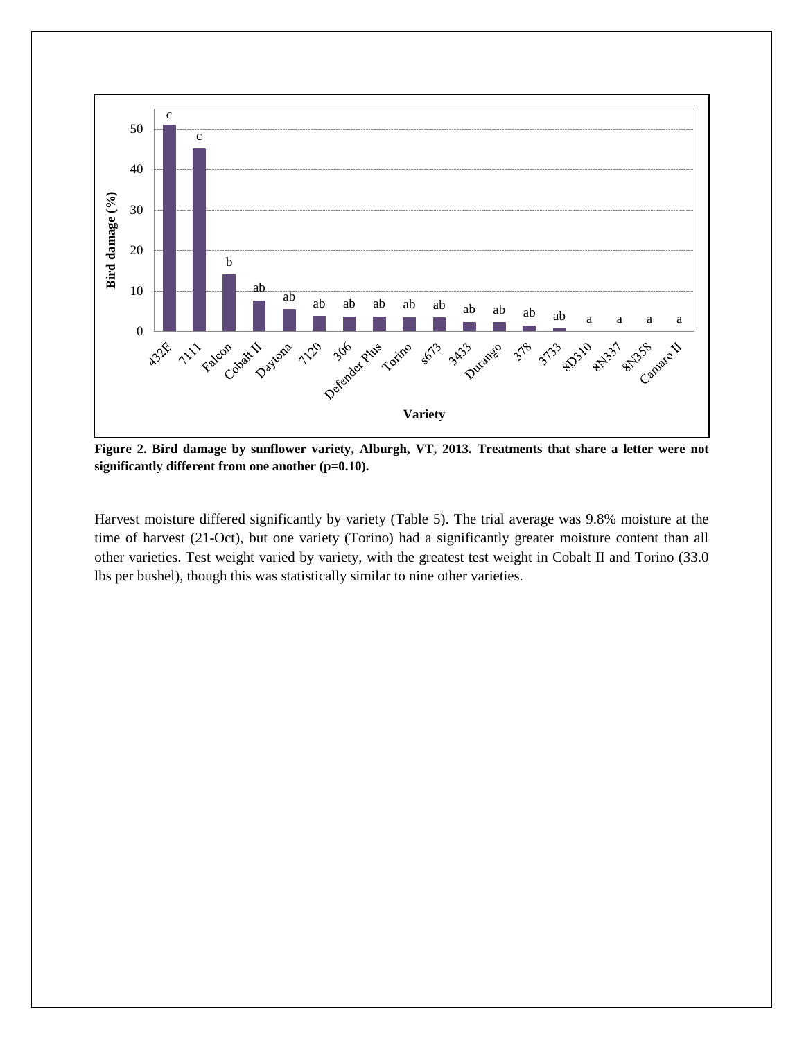**Figure 2. Bird damage by sunflower variety, Alburgh, VT, 2013. Treatments that share a letter were not significantly different from one another (p=0.10).**

Harvest moisture differed significantly by variety (Table 5). The trial average was 9.8% moisture at the time of harvest (21-Oct), but one variety (Torino) had a significantly greater moisture content than all other varieties. Test weight varied by variety, with the greatest test weight in Cobalt II and Torino (33.0 lbs per bushel), though this was statistically similar to nine other varieties.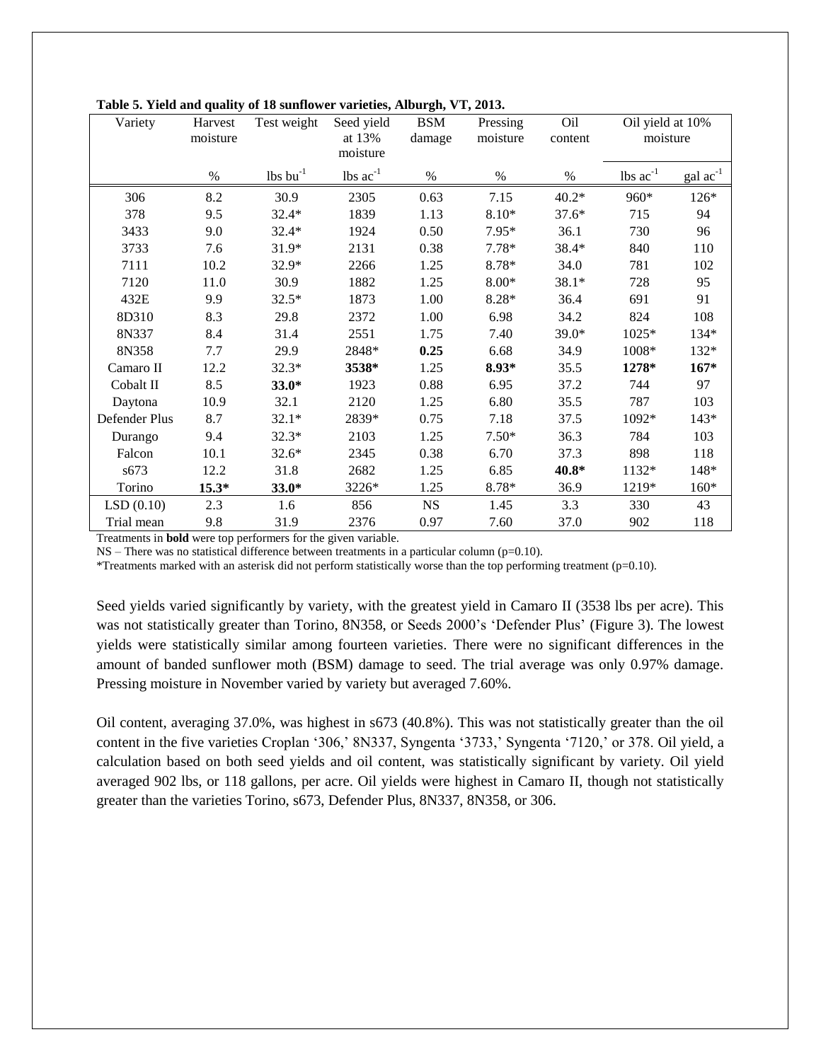**Table 5. Yield and quality of 18 sunflower varieties, Alburgh, VT, 2013.**

| Variety | Harvest moisture | Test weight | Seed yield at 13% moisture | BSM damage | Pressing moisture | Oil content | Oil yield at 10% moisture | |
|---|---|---|---|---|---|---|---|---|
| | % | lbs bu$^{-1}$ | lbs ac$^{-1}$ | % | % | % | lbs ac$^{-1}$ | gal ac$^{-1}$ |
| 306 | 8.2 | 30.9 | 2305 | 0.63 | 7.15 | 40.2* | 960* | 126* |
| 378 | 9.5 | 32.4* | 1839 | 1.13 | 8.10* | 37.6* | 715 | 94 |
| 3433 | 9.0 | 32.4* | 1924 | 0.50 | 7.95* | 36.1 | 730 | 96 |
| 3733 | 7.6 | 31.9* | 2131 | 0.38 | 7.78* | 38.4* | 840 | 110 |
| 7111 | 10.2 | 32.9* | 2266 | 1.25 | 8.78* | 34.0 | 781 | 102 |
| 7120 | 11.0 | 30.9 | 1882 | 1.25 | 8.00* | 38.1* | 728 | 95 |
| 432E | 9.9 | 32.5* | 1873 | 1.00 | 8.28* | 36.4 | 691 | 91 |
| 8D310 | 8.3 | 29.8 | 2372 | 1.00 | 6.98 | 34.2 | 824 | 108 |
| 8N337 | 8.4 | 31.4 | 2551 | 1.75 | 7.40 | 39.0* | 1025* | 134* |
| 8N358 | 7.7 | 29.9 | 2848* | **0.25** | 6.68 | 34.9 | 1008* | 132* |
| Camaro II | 12.2 | 32.3* | **3538*** | 1.25 | **8.93*** | 35.5 | **1278*** | **167*** |
| Cobalt II | 8.5 | **33.0*** | 1923 | 0.88 | 6.95 | 37.2 | 744 | 97 |
| Daytona | 10.9 | 32.1 | 2120 | 1.25 | 6.80 | 35.5 | 787 | 103 |
| Defender Plus | 8.7 | 32.1* | 2839* | 0.75 | 7.18 | 37.5 | 1092* | 143* |
| Durango | 9.4 | 32.3* | 2103 | 1.25 | 7.50* | 36.3 | 784 | 103 |
| Falcon | 10.1 | 32.6* | 2345 | 0.38 | 6.70 | 37.3 | 898 | 118 |
| s673 | 12.2 | 31.8 | 2682 | 1.25 | 6.85 | **40.8*** | 1132* | 148* |
| Torino | **15.3*** | **33.0*** | 3226* | 1.25 | 8.78* | 36.9 | 1219* | 160* |
| LSD (0.10) | 2.3 | 1.6 | 856 | NS | 1.45 | 3.3 | 330 | 43 |
| Trial mean | 9.8 | 31.9 | 2376 | 0.97 | 7.60 | 37.0 | 902 | 118 |

Treatments in **bold** were top performers for the given variable.
NS – There was no statistical difference between treatments in a particular column (p=0.10).
*Treatments marked with an asterisk did not perform statistically worse than the top performing treatment (p=0.10).

Seed yields varied significantly by variety, with the greatest yield in Camaro II (3538 lbs per acre). This was not statistically greater than Torino, 8N358, or Seeds 2000's 'Defender Plus' (Figure 3). The lowest yields were statistically similar among fourteen varieties. There were no significant differences in the amount of banded sunflower moth (BSM) damage to seed. The trial average was only 0.97% damage. Pressing moisture in November varied by variety but averaged 7.60%.

Oil content, averaging 37.0%, was highest in s673 (40.8%). This was not statistically greater than the oil content in the five varieties Croplan '306,' 8N337, Syngenta '3733,' Syngenta '7120,' or 378. Oil yield, a calculation based on both seed yields and oil content, was statistically significant by variety. Oil yield averaged 902 lbs, or 118 gallons, per acre. Oil yields were highest in Camaro II, though not statistically greater than the varieties Torino, s673, Defender Plus, 8N337, 8N358, or 306.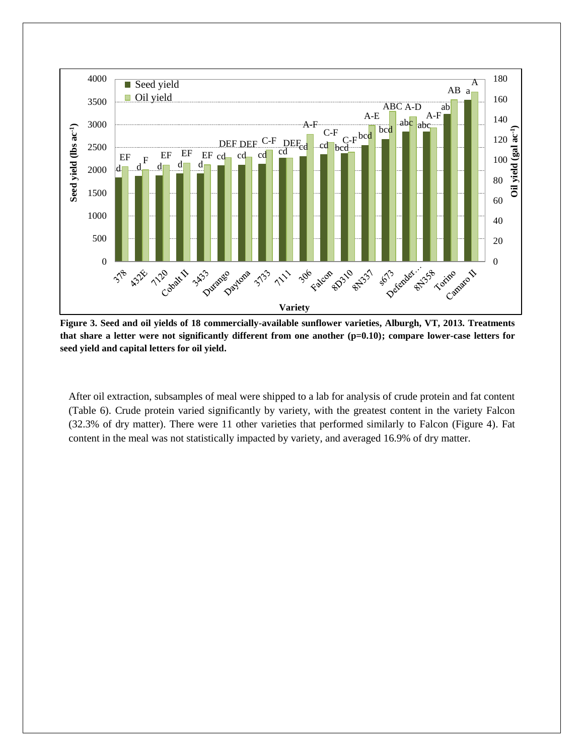**Figure 3. Seed and oil yields of 18 commercially-available sunflower varieties, Alburgh, VT, 2013. Treatments that share a letter were not significantly different from one another (p=0.10); compare lower-case letters for seed yield and capital letters for oil yield.**

After oil extraction, subsamples of meal were shipped to a lab for analysis of crude protein and fat content (Table 6). Crude protein varied significantly by variety, with the greatest content in the variety Falcon (32.3% of dry matter). There were 11 other varieties that performed similarly to Falcon (Figure 4). Fat content in the meal was not statistically impacted by variety, and averaged 16.9% of dry matter.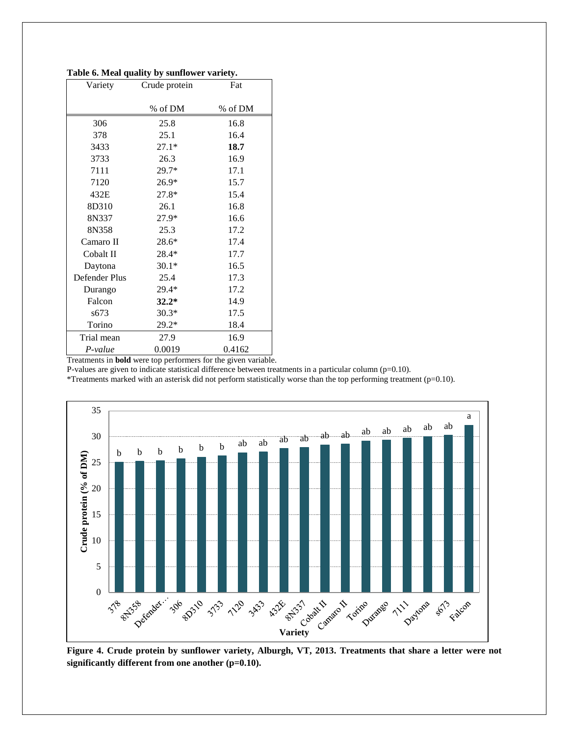**Table 6. Meal quality by sunflower variety.**

| Variety | Crude protein | Fat |
|---|---|---|
| | % of DM | % of DM |
| 306 | 25.8 | 16.8 |
| 378 | 25.1 | 16.4 |
| 3433 | 27.1* | **18.7** |
| 3733 | 26.3 | 16.9 |
| 7111 | 29.7* | 17.1 |
| 7120 | 26.9* | 15.7 |
| 432E | 27.8* | 15.4 |
| 8D310 | 26.1 | 16.8 |
| 8N337 | 27.9* | 16.6 |
| 8N358 | 25.3 | 17.2 |
| Camaro II | 28.6* | 17.4 |
| Cobalt II | 28.4* | 17.7 |
| Daytona | 30.1* | 16.5 |
| Defender Plus | 25.4 | 17.3 |
| Durango | 29.4* | 17.2 |
| Falcon | **32.2*** | 14.9 |
| s673 | 30.3* | 17.5 |
| Torino | 29.2* | 18.4 |
| Trial mean | 27.9 | 16.9 |
| *P-value* | 0.0019 | 0.4162 |

Treatments in **bold** were top performers for the given variable.
P-values are given to indicate statistical difference between treatments in a particular column (p=0.10).
*Treatments marked with an asterisk did not perform statistically worse than the top performing treatment (p=0.10).

**Figure 4. Crude protein by sunflower variety, Alburgh, VT, 2013. Treatments that share a letter were not significantly different from one another (p=0.10).**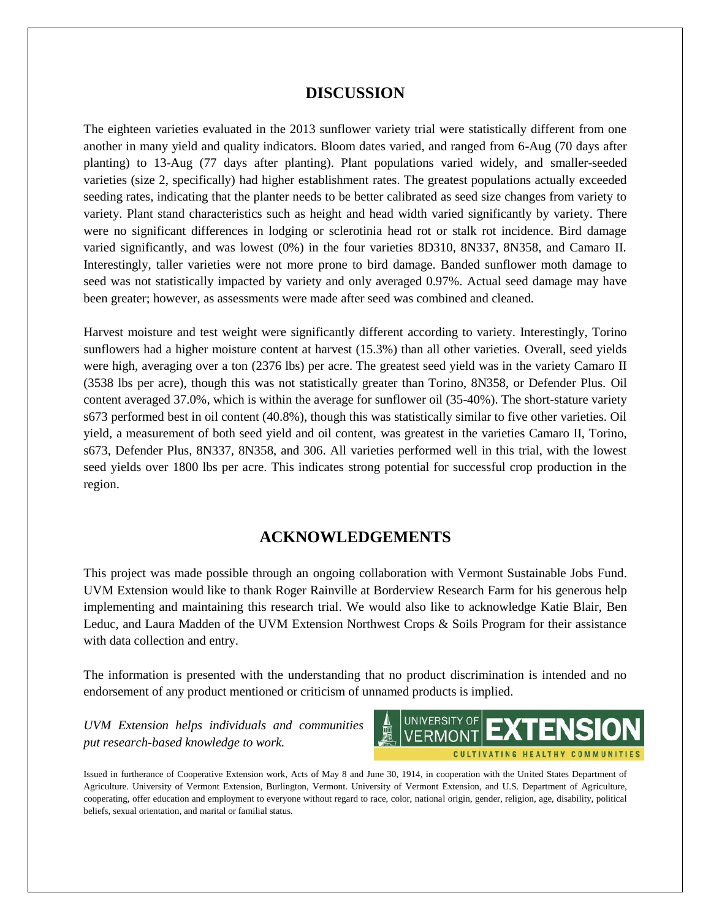## DISCUSSION

The eighteen varieties evaluated in the 2013 sunflower variety trial were statistically different from one another in many yield and quality indicators. Bloom dates varied, and ranged from 6-Aug (70 days after planting) to 13-Aug (77 days after planting). Plant populations varied widely, and smaller-seeded varieties (size 2, specifically) had higher establishment rates. The greatest populations actually exceeded seeding rates, indicating that the planter needs to be better calibrated as seed size changes from variety to variety. Plant stand characteristics such as height and head width varied significantly by variety. There were no significant differences in lodging or sclerotinia head rot or stalk rot incidence. Bird damage varied significantly, and was lowest (0%) in the four varieties 8D310, 8N337, 8N358, and Camaro II. Interestingly, taller varieties were not more prone to bird damage. Banded sunflower moth damage to seed was not statistically impacted by variety and only averaged 0.97%. Actual seed damage may have been greater; however, as assessments were made after seed was combined and cleaned.

Harvest moisture and test weight were significantly different according to variety. Interestingly, Torino sunflowers had a higher moisture content at harvest (15.3%) than all other varieties. Overall, seed yields were high, averaging over a ton (2376 lbs) per acre. The greatest seed yield was in the variety Camaro II (3538 lbs per acre), though this was not statistically greater than Torino, 8N358, or Defender Plus. Oil content averaged 37.0%, which is within the average for sunflower oil (35-40%). The short-stature variety s673 performed best in oil content (40.8%), though this was statistically similar to five other varieties. Oil yield, a measurement of both seed yield and oil content, was greatest in the varieties Camaro II, Torino, s673, Defender Plus, 8N337, 8N358, and 306. All varieties performed well in this trial, with the lowest seed yields over 1800 lbs per acre. This indicates strong potential for successful crop production in the region.

## ACKNOWLEDGEMENTS

This project was made possible through an ongoing collaboration with Vermont Sustainable Jobs Fund. UVM Extension would like to thank Roger Rainville at Borderview Research Farm for his generous help implementing and maintaining this research trial. We would also like to acknowledge Katie Blair, Ben Leduc, and Laura Madden of the UVM Extension Northwest Crops & Soils Program for their assistance with data collection and entry.

The information is presented with the understanding that no product discrimination is intended and no endorsement of any product mentioned or criticism of unnamed products is implied.

*UVM Extension helps individuals and communities put research-based knowledge to work.*

UNIVERSITY OF VERMONT EXTENSION
CULTIVATING HEALTHY COMMUNITIES

Issued in furtherance of Cooperative Extension work, Acts of May 8 and June 30, 1914, in cooperation with the United States Department of Agriculture. University of Vermont Extension, Burlington, Vermont. University of Vermont Extension, and U.S. Department of Agriculture, cooperating, offer education and employment to everyone without regard to race, color, national origin, gender, religion, age, disability, political beliefs, sexual orientation, and marital or familial status.